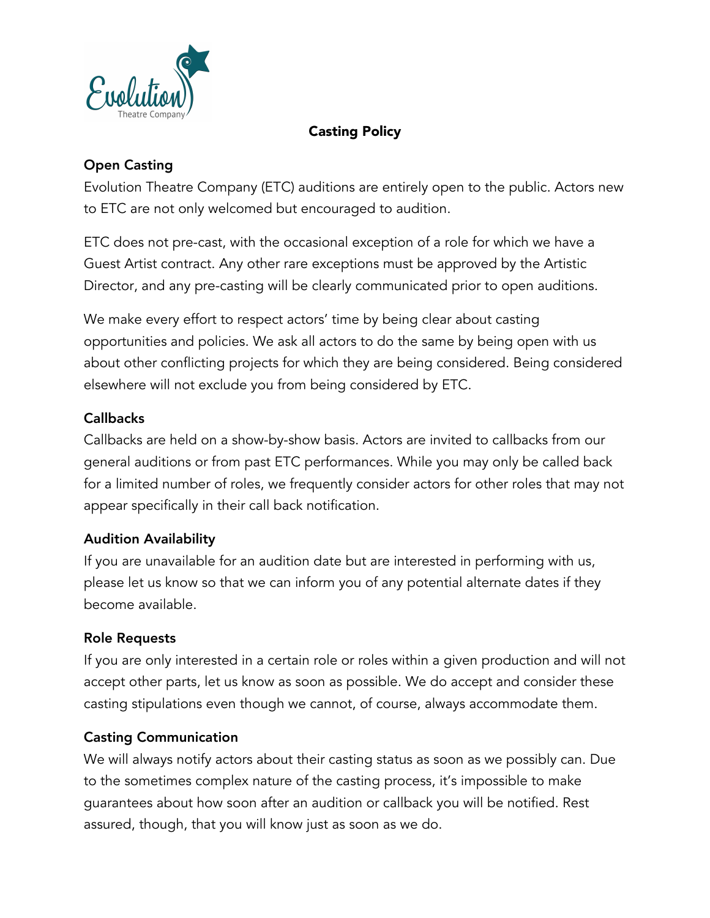# Casting Policy

## Open Casting

Evolution Theatre Company (ETC) auditions are entirely open to the public. Actors new to ETC are not only welcomed but encouraged to audition.

ETC does not pre-cast, with the occasional exception of a role for which we have a Guest Artist contract. Any other rare exceptions must be approved by the Artistic Director, and any pre-casting will be clearly communicated prior to open auditions.

We make every effort to respect actors' time by being clear about casting opportunities and policies. We ask all actors to do the same by being open with us about other conflicting projects for which they are being considered. Being considered elsewhere will not exclude you from being considered by ETC.

## Callbacks

Callbacks are held on a show-by-show basis. Actors are invited to callbacks from our general auditions or from past ETC performances. While you may only be called back for a limited number of roles, we frequently consider actors for other roles that may not appear specifically in their call back notification.

## Audition Availability

If you are unavailable for an audition date but are interested in performing with us, please let us know so that we can inform you of any potential alternate dates if they become available.

## Role Requests

If you are only interested in a certain role or roles within a given production and will not accept other parts, let us know as soon as possible. We do accept and consider these casting stipulations even though we cannot, of course, always accommodate them.

## Casting Communication

We will always notify actors about their casting status as soon as we possibly can. Due to the sometimes complex nature of the casting process, it's impossible to make guarantees about how soon after an audition or callback you will be notified. Rest assured, though, that you will know just as soon as we do.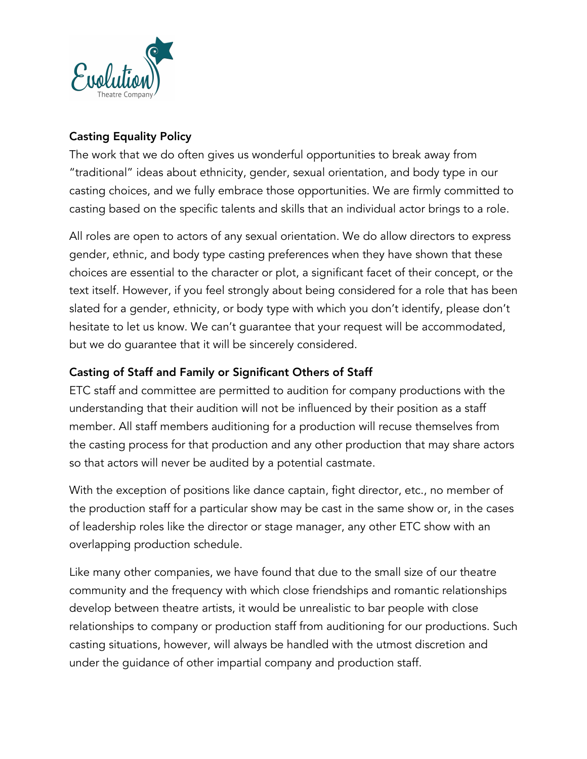## Casting Equality Policy

The work that we do often gives us wonderful opportunities to break away from "traditional" ideas about ethnicity, gender, sexual orientation, and body type in our casting choices, and we fully embrace those opportunities. We are firmly committed to casting based on the specific talents and skills that an individual actor brings to a role.

All roles are open to actors of any sexual orientation. We do allow directors to express gender, ethnic, and body type casting preferences when they have shown that these choices are essential to the character or plot, a significant facet of their concept, or the text itself. However, if you feel strongly about being considered for a role that has been slated for a gender, ethnicity, or body type with which you don't identify, please don't hesitate to let us know. We can't guarantee that your request will be accommodated, but we do guarantee that it will be sincerely considered.

## Casting of Staff and Family or Significant Others of Staff

ETC staff and committee are permitted to audition for company productions with the understanding that their audition will not be influenced by their position as a staff member. All staff members auditioning for a production will recuse themselves from the casting process for that production and any other production that may share actors so that actors will never be audited by a potential castmate.

With the exception of positions like dance captain, fight director, etc., no member of the production staff for a particular show may be cast in the same show or, in the cases of leadership roles like the director or stage manager, any other ETC show with an overlapping production schedule.

Like many other companies, we have found that due to the small size of our theatre community and the frequency with which close friendships and romantic relationships develop between theatre artists, it would be unrealistic to bar people with close relationships to company or production staff from auditioning for our productions. Such casting situations, however, will always be handled with the utmost discretion and under the guidance of other impartial company and production staff.